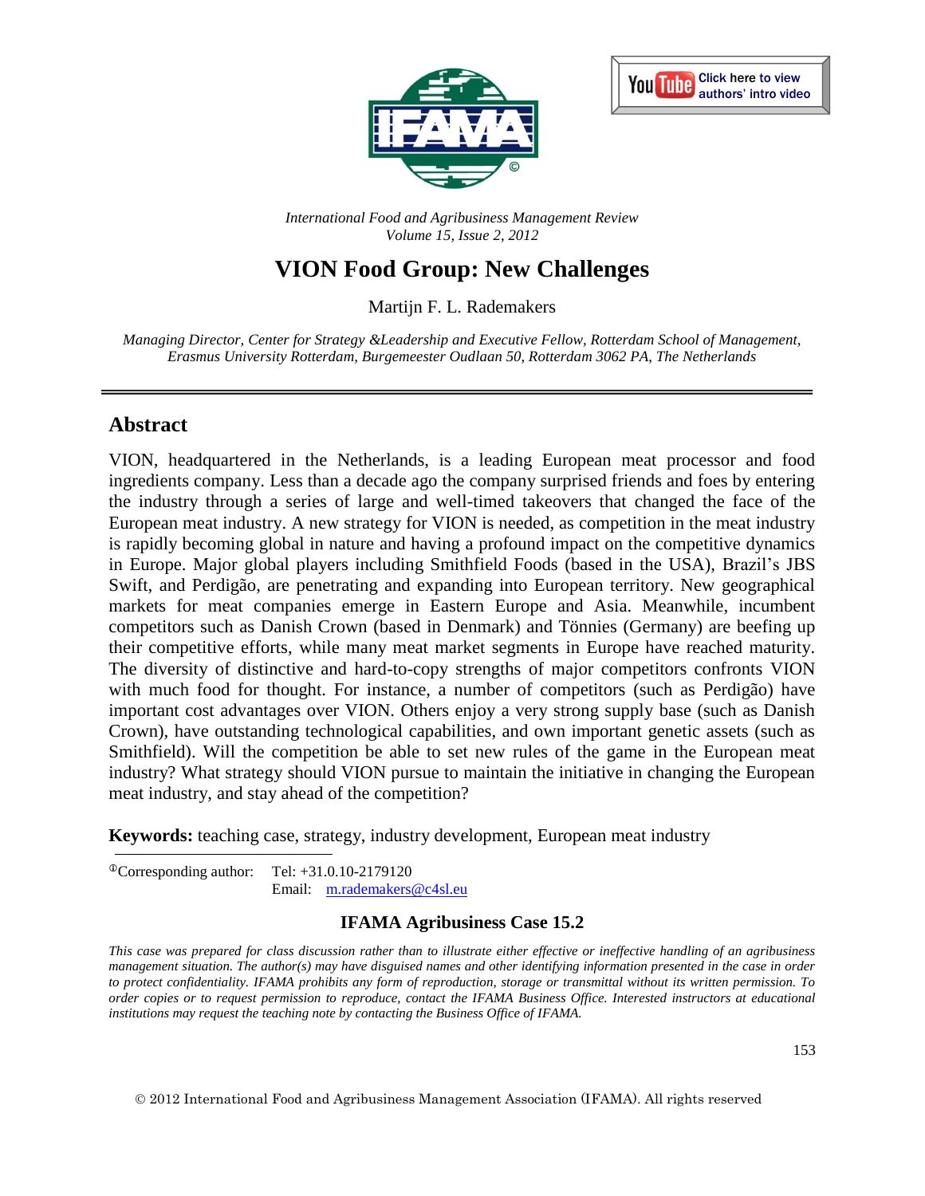International Food and Agribusiness Management Review
Volume 15, Issue 2, 2012

# VION Food Group: New Challenges

Martijn F. L. Rademakers

*Managing Director, Center for Strategy &Leadership and Executive Fellow, Rotterdam School of Management, Erasmus University Rotterdam, Burgemeester Oudlaan 50, Rotterdam 3062 PA, The Netherlands*

## Abstract

VION, headquartered in the Netherlands, is a leading European meat processor and food ingredients company. Less than a decade ago the company surprised friends and foes by entering the industry through a series of large and well-timed takeovers that changed the face of the European meat industry. A new strategy for VION is needed, as competition in the meat industry is rapidly becoming global in nature and having a profound impact on the competitive dynamics in Europe. Major global players including Smithfield Foods (based in the USA), Brazil's JBS Swift, and Perdigão, are penetrating and expanding into European territory. New geographical markets for meat companies emerge in Eastern Europe and Asia. Meanwhile, incumbent competitors such as Danish Crown (based in Denmark) and Tönnies (Germany) are beefing up their competitive efforts, while many meat market segments in Europe have reached maturity. The diversity of distinctive and hard-to-copy strengths of major competitors confronts VION with much food for thought. For instance, a number of competitors (such as Perdigão) have important cost advantages over VION. Others enjoy a very strong supply base (such as Danish Crown), have outstanding technological capabilities, and own important genetic assets (such as Smithfield). Will the competition be able to set new rules of the game in the European meat industry? What strategy should VION pursue to maintain the initiative in changing the European meat industry, and stay ahead of the competition?

**Keywords:** teaching case, strategy, industry development, European meat industry

[①]Corresponding author: Tel: +31.0.10-2179120
Email: m.rademakers@c4sl.eu

**IFAMA Agribusiness Case 15.2**

*This case was prepared for class discussion rather than to illustrate either effective or ineffective handling of an agribusiness management situation. The author(s) may have disguised names and other identifying information presented in the case in order to protect confidentiality. IFAMA prohibits any form of reproduction, storage or transmittal without its written permission. To order copies or to request permission to reproduce, contact the IFAMA Business Office. Interested instructors at educational institutions may request the teaching note by contacting the Business Office of IFAMA.*

© 2012 International Food and Agribusiness Management Association (IFAMA). All rights reserved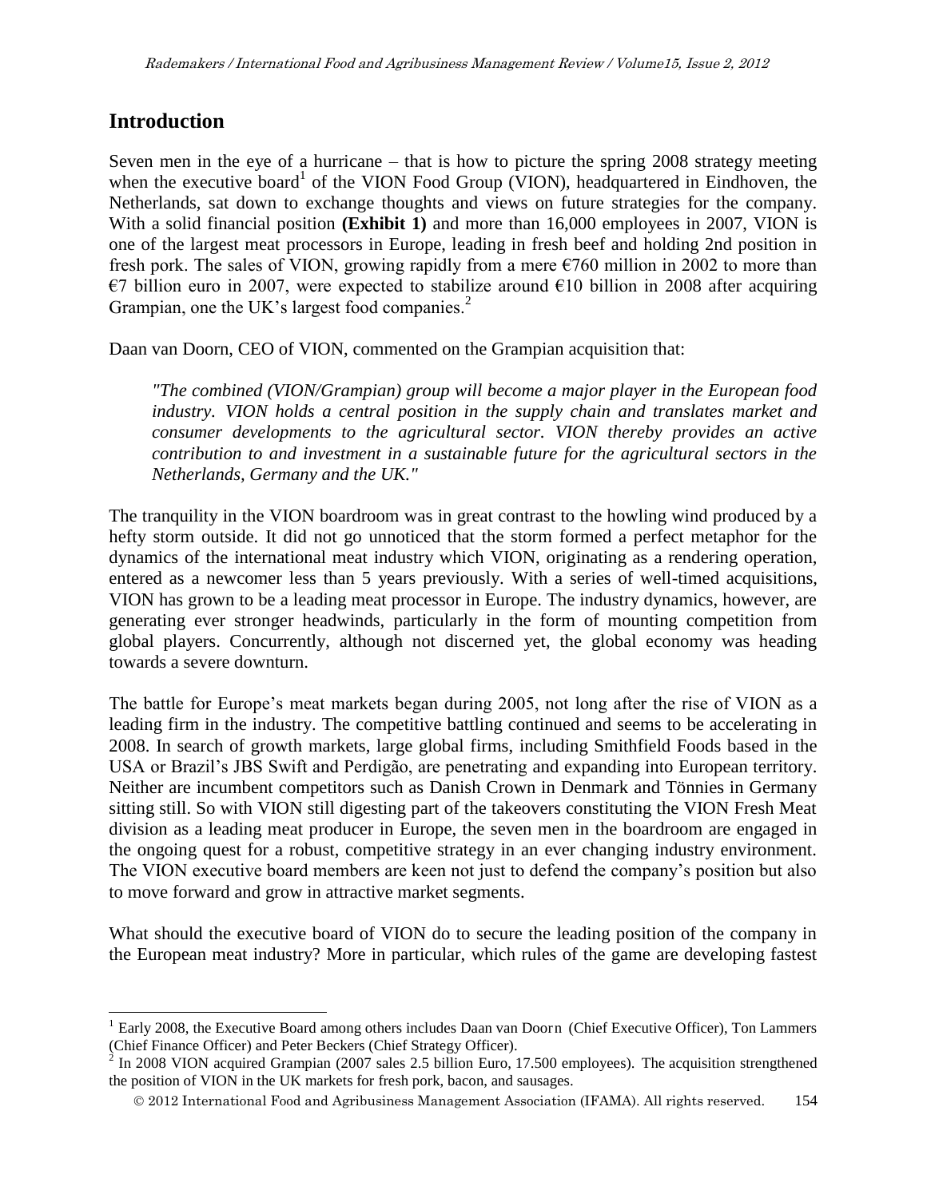## Introduction

Seven men in the eye of a hurricane – that is how to picture the spring 2008 strategy meeting when the executive board[1] of the VION Food Group (VION), headquartered in Eindhoven, the Netherlands, sat down to exchange thoughts and views on future strategies for the company. With a solid financial position **(Exhibit 1)** and more than 16,000 employees in 2007, VION is one of the largest meat processors in Europe, leading in fresh beef and holding 2nd position in fresh pork. The sales of VION, growing rapidly from a mere €760 million in 2002 to more than €7 billion euro in 2007, were expected to stabilize around €10 billion in 2008 after acquiring Grampian, one the UK's largest food companies.[2]

Daan van Doorn, CEO of VION, commented on the Grampian acquisition that:

> *"The combined (VION/Grampian) group will become a major player in the European food industry. VION holds a central position in the supply chain and translates market and consumer developments to the agricultural sector. VION thereby provides an active contribution to and investment in a sustainable future for the agricultural sectors in the Netherlands, Germany and the UK."*

The tranquility in the VION boardroom was in great contrast to the howling wind produced by a hefty storm outside. It did not go unnoticed that the storm formed a perfect metaphor for the dynamics of the international meat industry which VION, originating as a rendering operation, entered as a newcomer less than 5 years previously. With a series of well-timed acquisitions, VION has grown to be a leading meat processor in Europe. The industry dynamics, however, are generating ever stronger headwinds, particularly in the form of mounting competition from global players. Concurrently, although not discerned yet, the global economy was heading towards a severe downturn.

The battle for Europe's meat markets began during 2005, not long after the rise of VION as a leading firm in the industry. The competitive battling continued and seems to be accelerating in 2008. In search of growth markets, large global firms, including Smithfield Foods based in the USA or Brazil's JBS Swift and Perdigão, are penetrating and expanding into European territory. Neither are incumbent competitors such as Danish Crown in Denmark and Tönnies in Germany sitting still. So with VION still digesting part of the takeovers constituting the VION Fresh Meat division as a leading meat producer in Europe, the seven men in the boardroom are engaged in the ongoing quest for a robust, competitive strategy in an ever changing industry environment. The VION executive board members are keen not just to defend the company's position but also to move forward and grow in attractive market segments.

What should the executive board of VION do to secure the leading position of the company in the European meat industry? More in particular, which rules of the game are developing fastest

---

[1] Early 2008, the Executive Board among others includes Daan van Doorn (Chief Executive Officer), Ton Lammers (Chief Finance Officer) and Peter Beckers (Chief Strategy Officer).

[2] In 2008 VION acquired Grampian (2007 sales 2.5 billion Euro, 17.500 employees). The acquisition strengthened the position of VION in the UK markets for fresh pork, bacon, and sausages.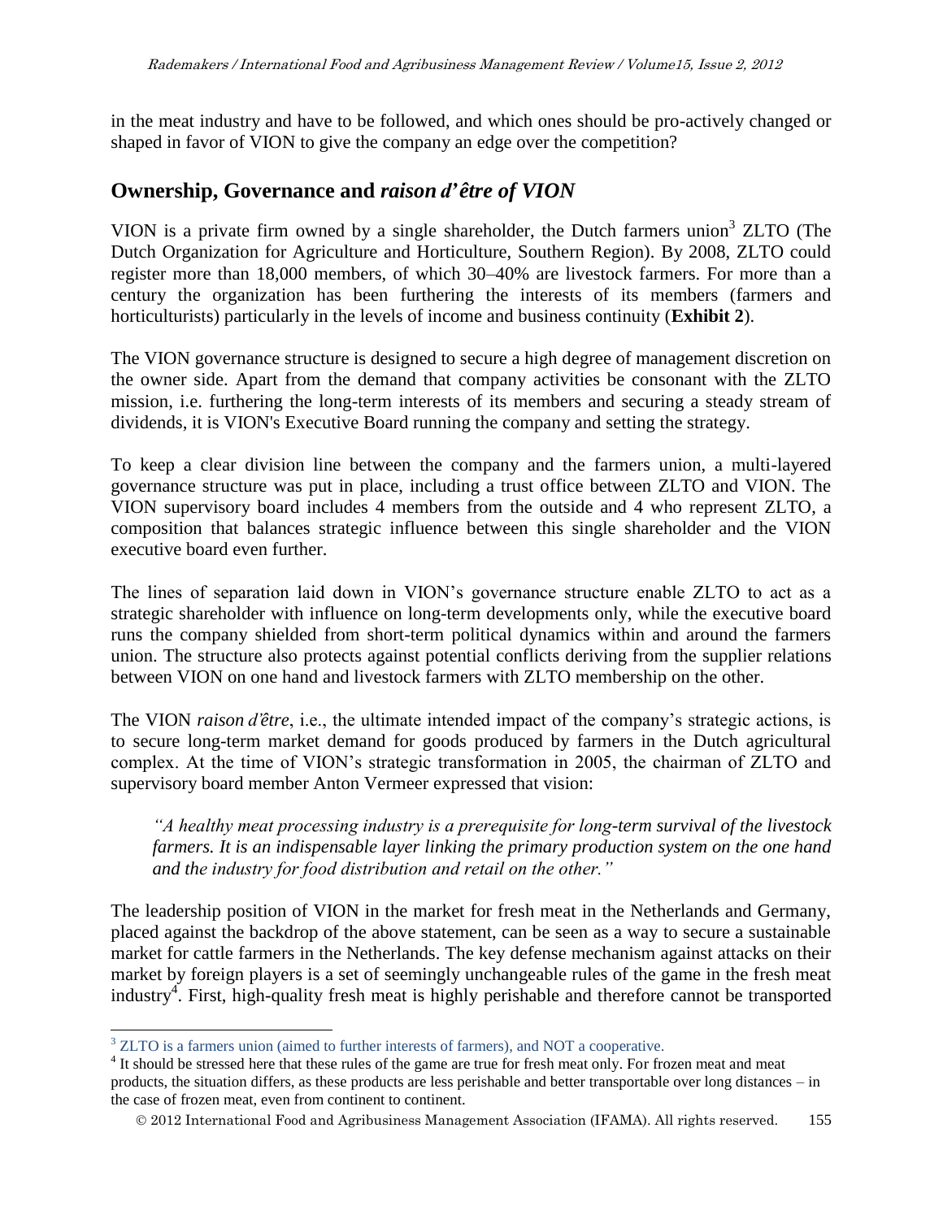in the meat industry and have to be followed, and which ones should be pro-actively changed or shaped in favor of VION to give the company an edge over the competition?

## Ownership, Governance and *raison d'être of VION*

VION is a private firm owned by a single shareholder, the Dutch farmers union[3] ZLTO (The Dutch Organization for Agriculture and Horticulture, Southern Region). By 2008, ZLTO could register more than 18,000 members, of which 30–40% are livestock farmers. For more than a century the organization has been furthering the interests of its members (farmers and horticulturists) particularly in the levels of income and business continuity (**Exhibit 2**).

The VION governance structure is designed to secure a high degree of management discretion on the owner side. Apart from the demand that company activities be consonant with the ZLTO mission, i.e. furthering the long-term interests of its members and securing a steady stream of dividends, it is VION's Executive Board running the company and setting the strategy.

To keep a clear division line between the company and the farmers union, a multi-layered governance structure was put in place, including a trust office between ZLTO and VION. The VION supervisory board includes 4 members from the outside and 4 who represent ZLTO, a composition that balances strategic influence between this single shareholder and the VION executive board even further.

The lines of separation laid down in VION's governance structure enable ZLTO to act as a strategic shareholder with influence on long-term developments only, while the executive board runs the company shielded from short-term political dynamics within and around the farmers union. The structure also protects against potential conflicts deriving from the supplier relations between VION on one hand and livestock farmers with ZLTO membership on the other.

The VION *raison d'être*, i.e., the ultimate intended impact of the company's strategic actions, is to secure long-term market demand for goods produced by farmers in the Dutch agricultural complex. At the time of VION's strategic transformation in 2005, the chairman of ZLTO and supervisory board member Anton Vermeer expressed that vision:

> *"A healthy meat processing industry is a prerequisite for long-term survival of the livestock farmers. It is an indispensable layer linking the primary production system on the one hand and the industry for food distribution and retail on the other."*

The leadership position of VION in the market for fresh meat in the Netherlands and Germany, placed against the backdrop of the above statement, can be seen as a way to secure a sustainable market for cattle farmers in the Netherlands. The key defense mechanism against attacks on their market by foreign players is a set of seemingly unchangeable rules of the game in the fresh meat industry[4]. First, high-quality fresh meat is highly perishable and therefore cannot be transported

---

[3] ZLTO is a farmers union (aimed to further interests of farmers), and NOT a cooperative.

[4] It should be stressed here that these rules of the game are true for fresh meat only. For frozen meat and meat products, the situation differs, as these products are less perishable and better transportable over long distances – in the case of frozen meat, even from continent to continent.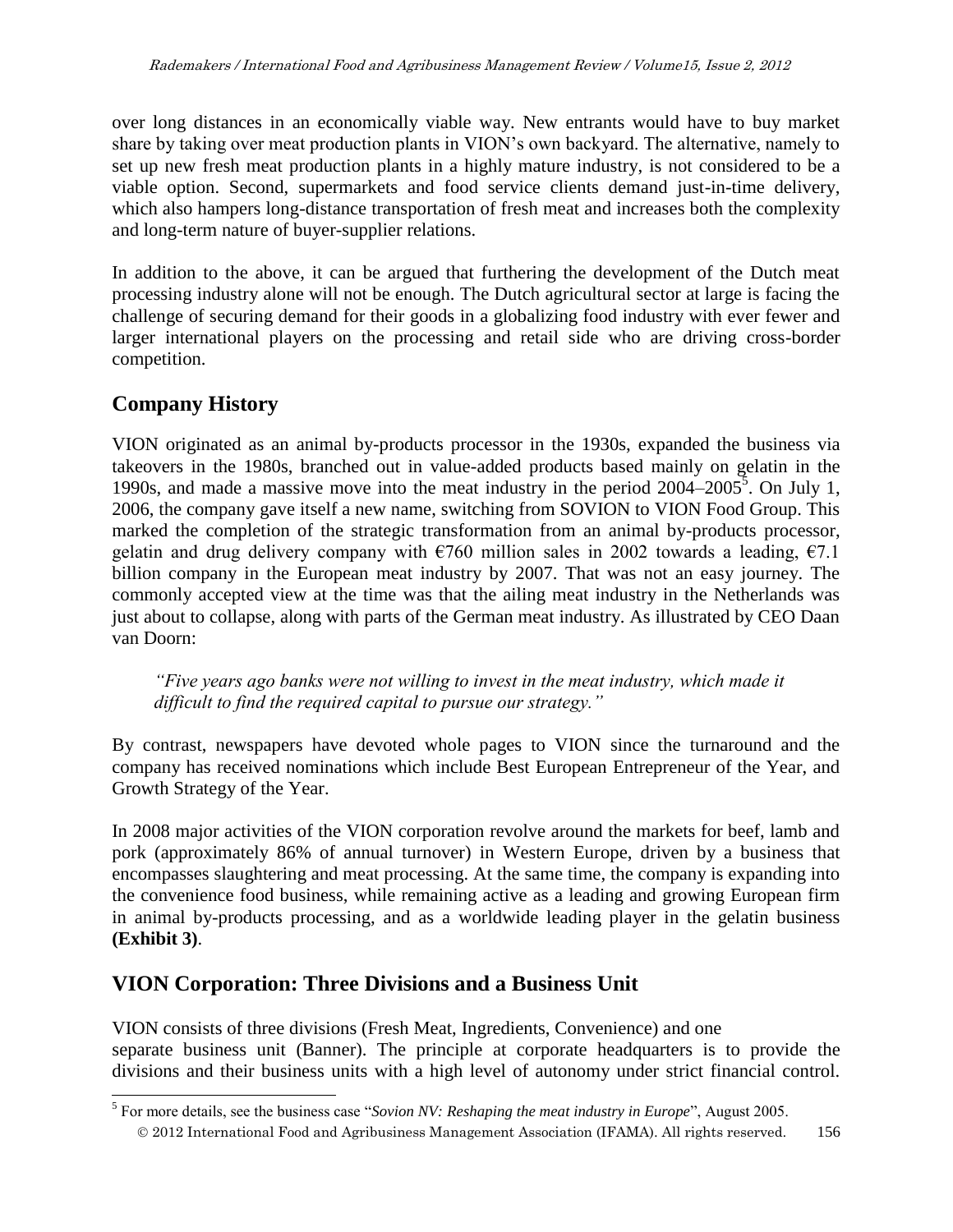over long distances in an economically viable way. New entrants would have to buy market share by taking over meat production plants in VION's own backyard. The alternative, namely to set up new fresh meat production plants in a highly mature industry, is not considered to be a viable option. Second, supermarkets and food service clients demand just-in-time delivery, which also hampers long-distance transportation of fresh meat and increases both the complexity and long-term nature of buyer-supplier relations.

In addition to the above, it can be argued that furthering the development of the Dutch meat processing industry alone will not be enough. The Dutch agricultural sector at large is facing the challenge of securing demand for their goods in a globalizing food industry with ever fewer and larger international players on the processing and retail side who are driving cross-border competition.

## Company History

VION originated as an animal by-products processor in the 1930s, expanded the business via takeovers in the 1980s, branched out in value-added products based mainly on gelatin in the 1990s, and made a massive move into the meat industry in the period 2004–2005[5]. On July 1, 2006, the company gave itself a new name, switching from SOVION to VION Food Group. This marked the completion of the strategic transformation from an animal by-products processor, gelatin and drug delivery company with €760 million sales in 2002 towards a leading, €7.1 billion company in the European meat industry by 2007. That was not an easy journey. The commonly accepted view at the time was that the ailing meat industry in the Netherlands was just about to collapse, along with parts of the German meat industry. As illustrated by CEO Daan van Doorn:

> *"Five years ago banks were not willing to invest in the meat industry, which made it difficult to find the required capital to pursue our strategy."*

By contrast, newspapers have devoted whole pages to VION since the turnaround and the company has received nominations which include Best European Entrepreneur of the Year, and Growth Strategy of the Year.

In 2008 major activities of the VION corporation revolve around the markets for beef, lamb and pork (approximately 86% of annual turnover) in Western Europe, driven by a business that encompasses slaughtering and meat processing. At the same time, the company is expanding into the convenience food business, while remaining active as a leading and growing European firm in animal by-products processing, and as a worldwide leading player in the gelatin business **(Exhibit 3)**.

## VION Corporation: Three Divisions and a Business Unit

VION consists of three divisions (Fresh Meat, Ingredients, Convenience) and one separate business unit (Banner). The principle at corporate headquarters is to provide the divisions and their business units with a high level of autonomy under strict financial control.

[5] For more details, see the business case "*Sovion NV: Reshaping the meat industry in Europe*", August 2005.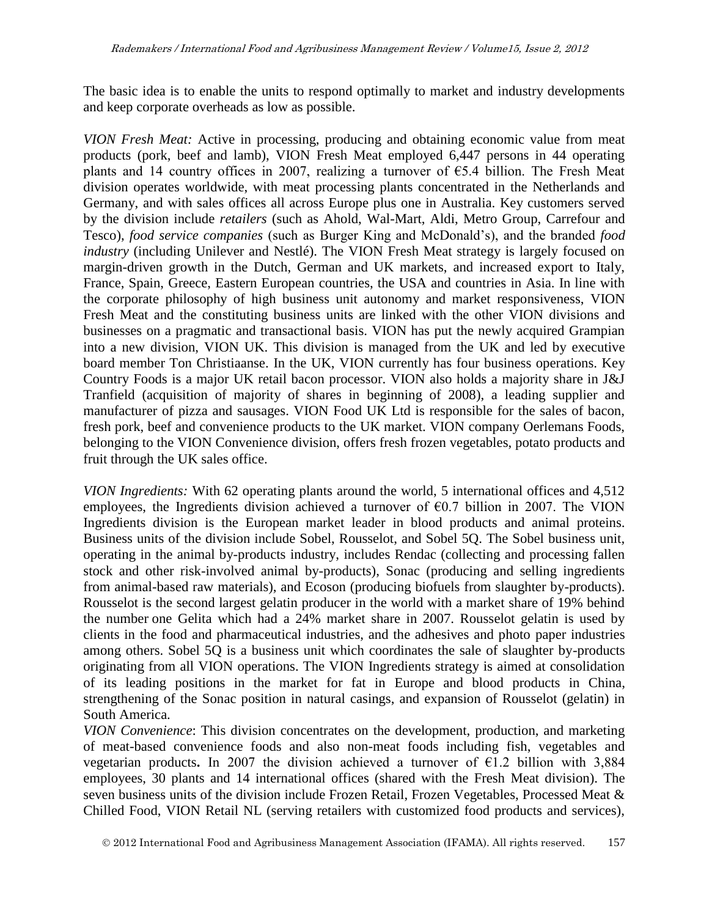The basic idea is to enable the units to respond optimally to market and industry developments and keep corporate overheads as low as possible.

*VION Fresh Meat:* Active in processing, producing and obtaining economic value from meat products (pork, beef and lamb), VION Fresh Meat employed 6,447 persons in 44 operating plants and 14 country offices in 2007, realizing a turnover of €5.4 billion. The Fresh Meat division operates worldwide, with meat processing plants concentrated in the Netherlands and Germany, and with sales offices all across Europe plus one in Australia. Key customers served by the division include *retailers* (such as Ahold, Wal-Mart, Aldi, Metro Group, Carrefour and Tesco), *food service companies* (such as Burger King and McDonald's), and the branded *food industry* (including Unilever and Nestlé). The VION Fresh Meat strategy is largely focused on margin-driven growth in the Dutch, German and UK markets, and increased export to Italy, France, Spain, Greece, Eastern European countries, the USA and countries in Asia. In line with the corporate philosophy of high business unit autonomy and market responsiveness, VION Fresh Meat and the constituting business units are linked with the other VION divisions and businesses on a pragmatic and transactional basis. VION has put the newly acquired Grampian into a new division, VION UK. This division is managed from the UK and led by executive board member Ton Christiaanse. In the UK, VION currently has four business operations. Key Country Foods is a major UK retail bacon processor. VION also holds a majority share in J&J Tranfield (acquisition of majority of shares in beginning of 2008), a leading supplier and manufacturer of pizza and sausages. VION Food UK Ltd is responsible for the sales of bacon, fresh pork, beef and convenience products to the UK market. VION company Oerlemans Foods, belonging to the VION Convenience division, offers fresh frozen vegetables, potato products and fruit through the UK sales office.

*VION Ingredients:* With 62 operating plants around the world, 5 international offices and 4,512 employees, the Ingredients division achieved a turnover of €0.7 billion in 2007. The VION Ingredients division is the European market leader in blood products and animal proteins. Business units of the division include Sobel, Rousselot, and Sobel 5Q. The Sobel business unit, operating in the animal by-products industry, includes Rendac (collecting and processing fallen stock and other risk-involved animal by-products), Sonac (producing and selling ingredients from animal-based raw materials), and Ecoson (producing biofuels from slaughter by-products). Rousselot is the second largest gelatin producer in the world with a market share of 19% behind the number one Gelita which had a 24% market share in 2007. Rousselot gelatin is used by clients in the food and pharmaceutical industries, and the adhesives and photo paper industries among others. Sobel 5Q is a business unit which coordinates the sale of slaughter by-products originating from all VION operations. The VION Ingredients strategy is aimed at consolidation of its leading positions in the market for fat in Europe and blood products in China, strengthening of the Sonac position in natural casings, and expansion of Rousselot (gelatin) in South America.

*VION Convenience*: This division concentrates on the development, production, and marketing of meat-based convenience foods and also non-meat foods including fish, vegetables and vegetarian products**.** In 2007 the division achieved a turnover of €1.2 billion with 3,884 employees, 30 plants and 14 international offices (shared with the Fresh Meat division). The seven business units of the division include Frozen Retail, Frozen Vegetables, Processed Meat & Chilled Food, VION Retail NL (serving retailers with customized food products and services),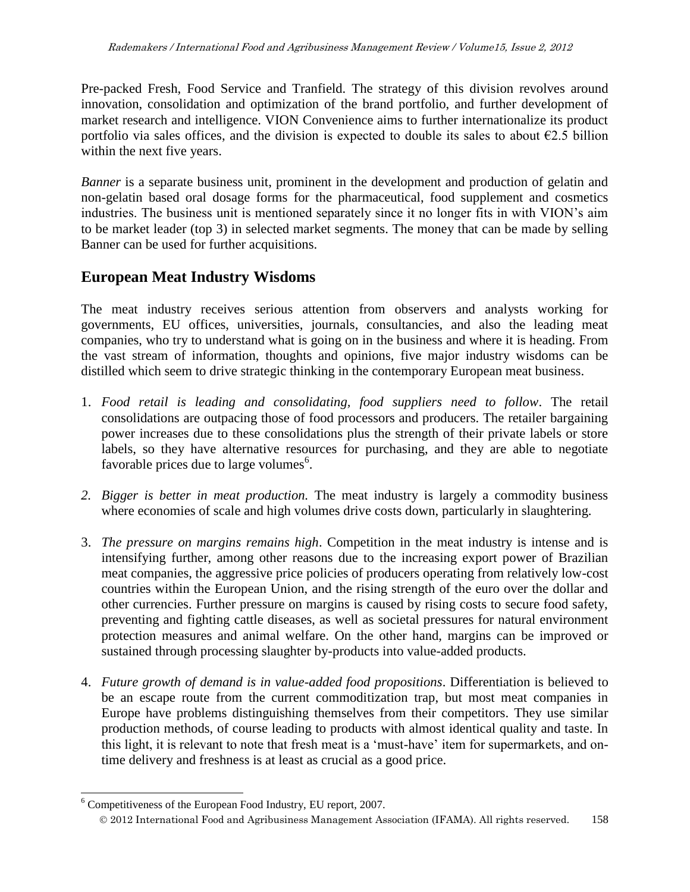Pre-packed Fresh, Food Service and Tranfield. The strategy of this division revolves around innovation, consolidation and optimization of the brand portfolio, and further development of market research and intelligence. VION Convenience aims to further internationalize its product portfolio via sales offices, and the division is expected to double its sales to about €2.5 billion within the next five years.

*Banner* is a separate business unit, prominent in the development and production of gelatin and non-gelatin based oral dosage forms for the pharmaceutical, food supplement and cosmetics industries. The business unit is mentioned separately since it no longer fits in with VION's aim to be market leader (top 3) in selected market segments. The money that can be made by selling Banner can be used for further acquisitions.

## European Meat Industry Wisdoms

The meat industry receives serious attention from observers and analysts working for governments, EU offices, universities, journals, consultancies, and also the leading meat companies, who try to understand what is going on in the business and where it is heading. From the vast stream of information, thoughts and opinions, five major industry wisdoms can be distilled which seem to drive strategic thinking in the contemporary European meat business.

1. *Food retail is leading and consolidating, food suppliers need to follow*. The retail consolidations are outpacing those of food processors and producers. The retailer bargaining power increases due to these consolidations plus the strength of their private labels or store labels, so they have alternative resources for purchasing, and they are able to negotiate favorable prices due to large volumes[6].

2. *Bigger is better in meat production.* The meat industry is largely a commodity business where economies of scale and high volumes drive costs down, particularly in slaughtering.

3. *The pressure on margins remains high*. Competition in the meat industry is intense and is intensifying further, among other reasons due to the increasing export power of Brazilian meat companies, the aggressive price policies of producers operating from relatively low-cost countries within the European Union, and the rising strength of the euro over the dollar and other currencies. Further pressure on margins is caused by rising costs to secure food safety, preventing and fighting cattle diseases, as well as societal pressures for natural environment protection measures and animal welfare. On the other hand, margins can be improved or sustained through processing slaughter by-products into value-added products.

4. *Future growth of demand is in value-added food propositions*. Differentiation is believed to be an escape route from the current commoditization trap, but most meat companies in Europe have problems distinguishing themselves from their competitors. They use similar production methods, of course leading to products with almost identical quality and taste. In this light, it is relevant to note that fresh meat is a 'must-have' item for supermarkets, and on-time delivery and freshness is at least as crucial as a good price.

[6] Competitiveness of the European Food Industry, EU report, 2007.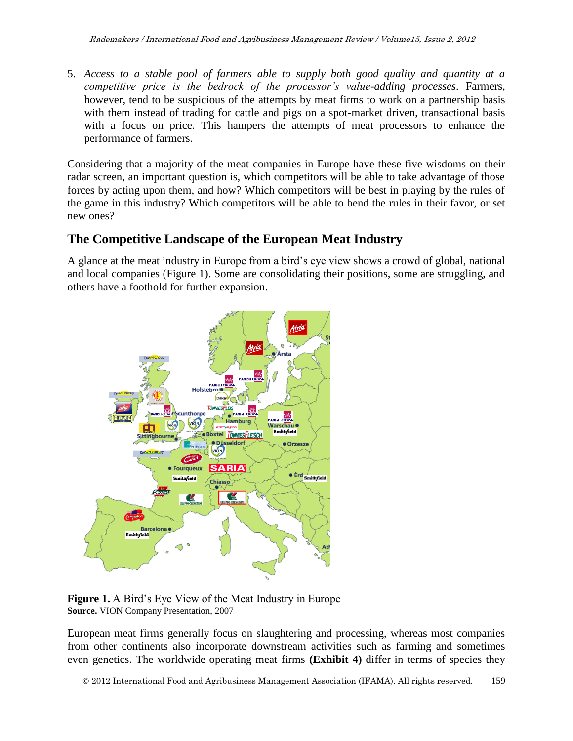5. *Access to a stable pool of farmers able to supply both good quality and quantity at a competitive price is the bedrock of the processor's value-adding processes*. Farmers, however, tend to be suspicious of the attempts by meat firms to work on a partnership basis with them instead of trading for cattle and pigs on a spot-market driven, transactional basis with a focus on price. This hampers the attempts of meat processors to enhance the performance of farmers.

Considering that a majority of the meat companies in Europe have these five wisdoms on their radar screen, an important question is, which competitors will be able to take advantage of those forces by acting upon them, and how? Which competitors will be best in playing by the rules of the game in this industry? Which competitors will be able to bend the rules in their favor, or set new ones?

## The Competitive Landscape of the European Meat Industry

A glance at the meat industry in Europe from a bird's eye view shows a crowd of global, national and local companies (Figure 1). Some are consolidating their positions, some are struggling, and others have a foothold for further expansion.

**Figure 1.** A Bird's Eye View of the Meat Industry in Europe
**Source.** VION Company Presentation, 2007

European meat firms generally focus on slaughtering and processing, whereas most companies from other continents also incorporate downstream activities such as farming and sometimes even genetics. The worldwide operating meat firms **(Exhibit 4)** differ in terms of species they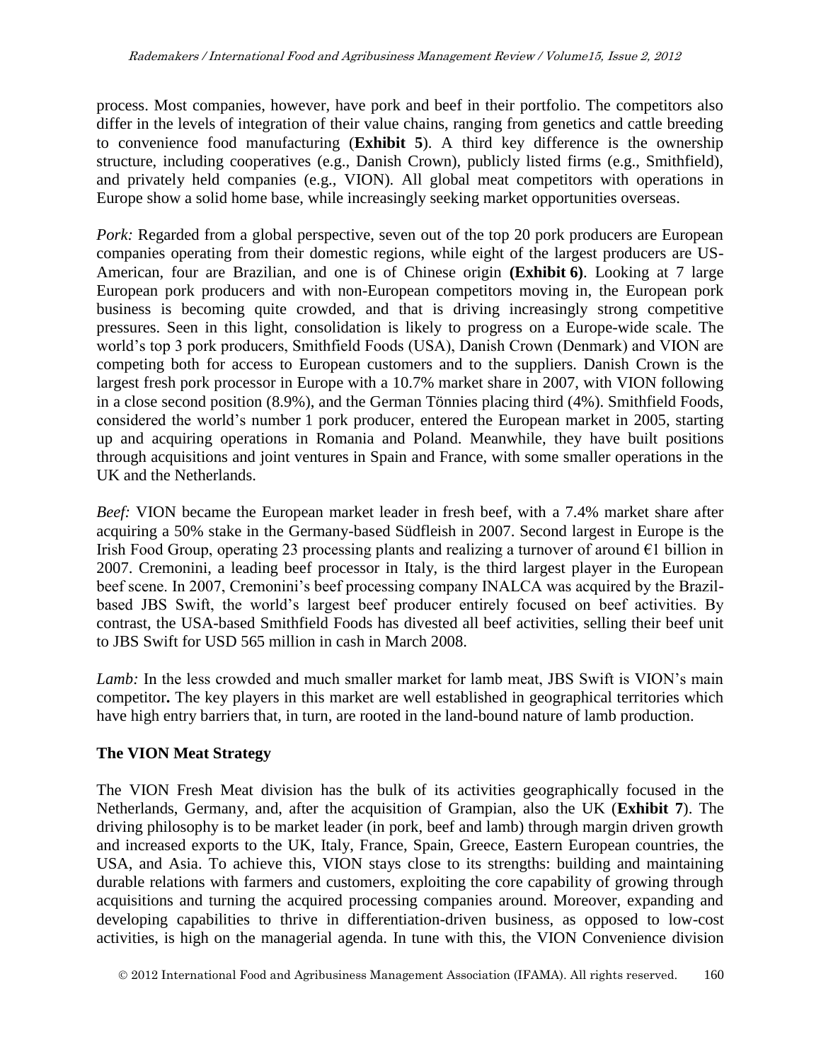process. Most companies, however, have pork and beef in their portfolio. The competitors also differ in the levels of integration of their value chains, ranging from genetics and cattle breeding to convenience food manufacturing (**Exhibit 5**). A third key difference is the ownership structure, including cooperatives (e.g., Danish Crown), publicly listed firms (e.g., Smithfield), and privately held companies (e.g., VION). All global meat competitors with operations in Europe show a solid home base, while increasingly seeking market opportunities overseas.

*Pork:* Regarded from a global perspective, seven out of the top 20 pork producers are European companies operating from their domestic regions, while eight of the largest producers are US-American, four are Brazilian, and one is of Chinese origin **(Exhibit 6)**. Looking at 7 large European pork producers and with non-European competitors moving in, the European pork business is becoming quite crowded, and that is driving increasingly strong competitive pressures. Seen in this light, consolidation is likely to progress on a Europe-wide scale. The world's top 3 pork producers, Smithfield Foods (USA), Danish Crown (Denmark) and VION are competing both for access to European customers and to the suppliers. Danish Crown is the largest fresh pork processor in Europe with a 10.7% market share in 2007, with VION following in a close second position (8.9%), and the German Tönnies placing third (4%). Smithfield Foods, considered the world's number 1 pork producer, entered the European market in 2005, starting up and acquiring operations in Romania and Poland. Meanwhile, they have built positions through acquisitions and joint ventures in Spain and France, with some smaller operations in the UK and the Netherlands.

*Beef:* VION became the European market leader in fresh beef, with a 7.4% market share after acquiring a 50% stake in the Germany-based Südfleish in 2007. Second largest in Europe is the Irish Food Group, operating 23 processing plants and realizing a turnover of around €1 billion in 2007. Cremonini, a leading beef processor in Italy, is the third largest player in the European beef scene. In 2007, Cremonini's beef processing company INALCA was acquired by the Brazil-based JBS Swift, the world's largest beef producer entirely focused on beef activities. By contrast, the USA-based Smithfield Foods has divested all beef activities, selling their beef unit to JBS Swift for USD 565 million in cash in March 2008.

*Lamb:* In the less crowded and much smaller market for lamb meat, JBS Swift is VION's main competitor**.** The key players in this market are well established in geographical territories which have high entry barriers that, in turn, are rooted in the land-bound nature of lamb production.

## The VION Meat Strategy

The VION Fresh Meat division has the bulk of its activities geographically focused in the Netherlands, Germany, and, after the acquisition of Grampian, also the UK (**Exhibit 7**). The driving philosophy is to be market leader (in pork, beef and lamb) through margin driven growth and increased exports to the UK, Italy, France, Spain, Greece, Eastern European countries, the USA, and Asia. To achieve this, VION stays close to its strengths: building and maintaining durable relations with farmers and customers, exploiting the core capability of growing through acquisitions and turning the acquired processing companies around. Moreover, expanding and developing capabilities to thrive in differentiation-driven business, as opposed to low-cost activities, is high on the managerial agenda. In tune with this, the VION Convenience division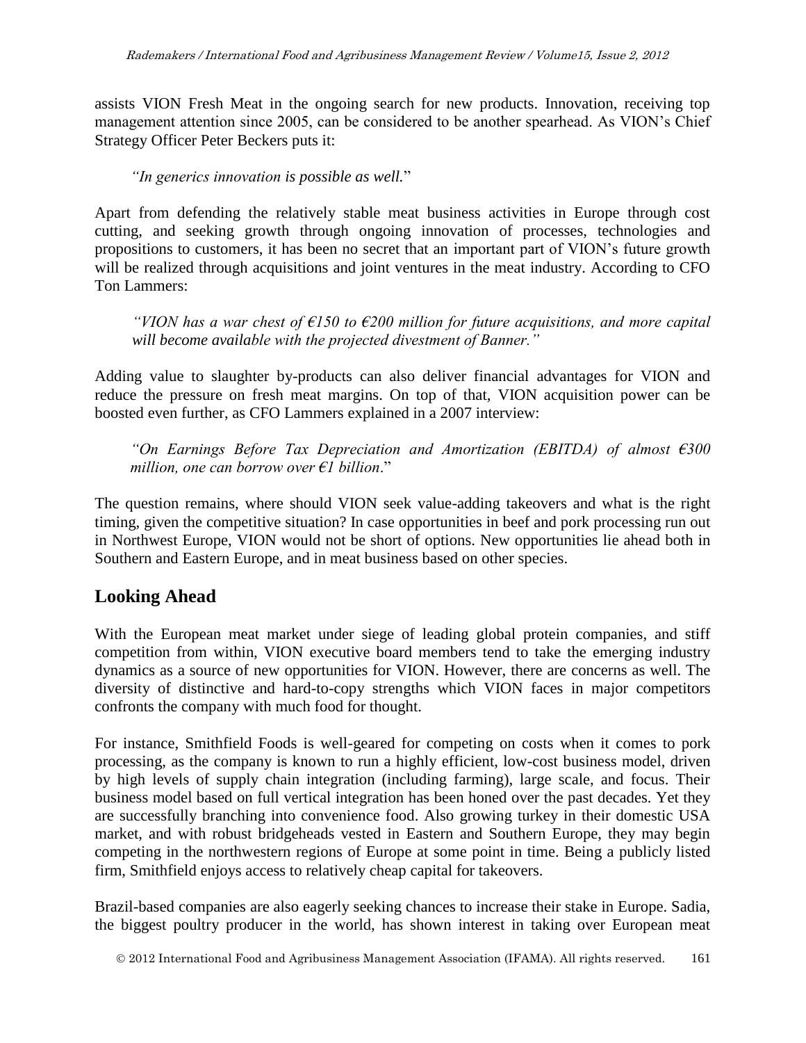assists VION Fresh Meat in the ongoing search for new products. Innovation, receiving top management attention since 2005, can be considered to be another spearhead. As VION's Chief Strategy Officer Peter Beckers puts it:

> *"In generics innovation is possible as well.*"

Apart from defending the relatively stable meat business activities in Europe through cost cutting, and seeking growth through ongoing innovation of processes, technologies and propositions to customers, it has been no secret that an important part of VION's future growth will be realized through acquisitions and joint ventures in the meat industry. According to CFO Ton Lammers:

> *"VION has a war chest of €150 to €200 million for future acquisitions, and more capital will become available with the projected divestment of Banner."*

Adding value to slaughter by-products can also deliver financial advantages for VION and reduce the pressure on fresh meat margins. On top of that, VION acquisition power can be boosted even further, as CFO Lammers explained in a 2007 interview:

> *"On Earnings Before Tax Depreciation and Amortization (EBITDA) of almost €300 million, one can borrow over €1 billion*."

The question remains, where should VION seek value-adding takeovers and what is the right timing, given the competitive situation? In case opportunities in beef and pork processing run out in Northwest Europe, VION would not be short of options. New opportunities lie ahead both in Southern and Eastern Europe, and in meat business based on other species.

## Looking Ahead

With the European meat market under siege of leading global protein companies, and stiff competition from within, VION executive board members tend to take the emerging industry dynamics as a source of new opportunities for VION. However, there are concerns as well. The diversity of distinctive and hard-to-copy strengths which VION faces in major competitors confronts the company with much food for thought.

For instance, Smithfield Foods is well-geared for competing on costs when it comes to pork processing, as the company is known to run a highly efficient, low-cost business model, driven by high levels of supply chain integration (including farming), large scale, and focus. Their business model based on full vertical integration has been honed over the past decades. Yet they are successfully branching into convenience food. Also growing turkey in their domestic USA market, and with robust bridgeheads vested in Eastern and Southern Europe, they may begin competing in the northwestern regions of Europe at some point in time. Being a publicly listed firm, Smithfield enjoys access to relatively cheap capital for takeovers.

Brazil-based companies are also eagerly seeking chances to increase their stake in Europe. Sadia, the biggest poultry producer in the world, has shown interest in taking over European meat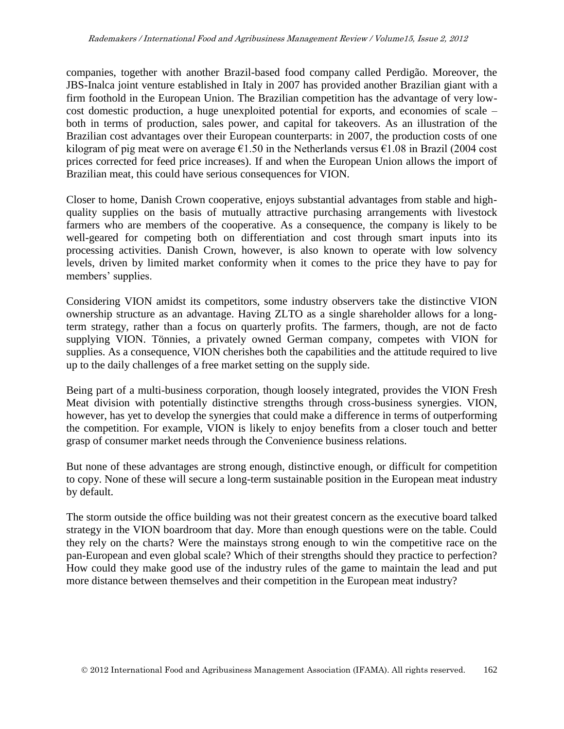companies, together with another Brazil-based food company called Perdigão. Moreover, the JBS-Inalca joint venture established in Italy in 2007 has provided another Brazilian giant with a firm foothold in the European Union. The Brazilian competition has the advantage of very low-cost domestic production, a huge unexploited potential for exports, and economies of scale – both in terms of production, sales power, and capital for takeovers. As an illustration of the Brazilian cost advantages over their European counterparts: in 2007, the production costs of one kilogram of pig meat were on average €1.50 in the Netherlands versus €1.08 in Brazil (2004 cost prices corrected for feed price increases). If and when the European Union allows the import of Brazilian meat, this could have serious consequences for VION.

Closer to home, Danish Crown cooperative, enjoys substantial advantages from stable and high-quality supplies on the basis of mutually attractive purchasing arrangements with livestock farmers who are members of the cooperative. As a consequence, the company is likely to be well-geared for competing both on differentiation and cost through smart inputs into its processing activities. Danish Crown, however, is also known to operate with low solvency levels, driven by limited market conformity when it comes to the price they have to pay for members' supplies.

Considering VION amidst its competitors, some industry observers take the distinctive VION ownership structure as an advantage. Having ZLTO as a single shareholder allows for a long-term strategy, rather than a focus on quarterly profits. The farmers, though, are not de facto supplying VION. Tönnies, a privately owned German company, competes with VION for supplies. As a consequence, VION cherishes both the capabilities and the attitude required to live up to the daily challenges of a free market setting on the supply side.

Being part of a multi-business corporation, though loosely integrated, provides the VION Fresh Meat division with potentially distinctive strengths through cross-business synergies. VION, however, has yet to develop the synergies that could make a difference in terms of outperforming the competition. For example, VION is likely to enjoy benefits from a closer touch and better grasp of consumer market needs through the Convenience business relations.

But none of these advantages are strong enough, distinctive enough, or difficult for competition to copy. None of these will secure a long-term sustainable position in the European meat industry by default.

The storm outside the office building was not their greatest concern as the executive board talked strategy in the VION boardroom that day. More than enough questions were on the table. Could they rely on the charts? Were the mainstays strong enough to win the competitive race on the pan-European and even global scale? Which of their strengths should they practice to perfection? How could they make good use of the industry rules of the game to maintain the lead and put more distance between themselves and their competition in the European meat industry?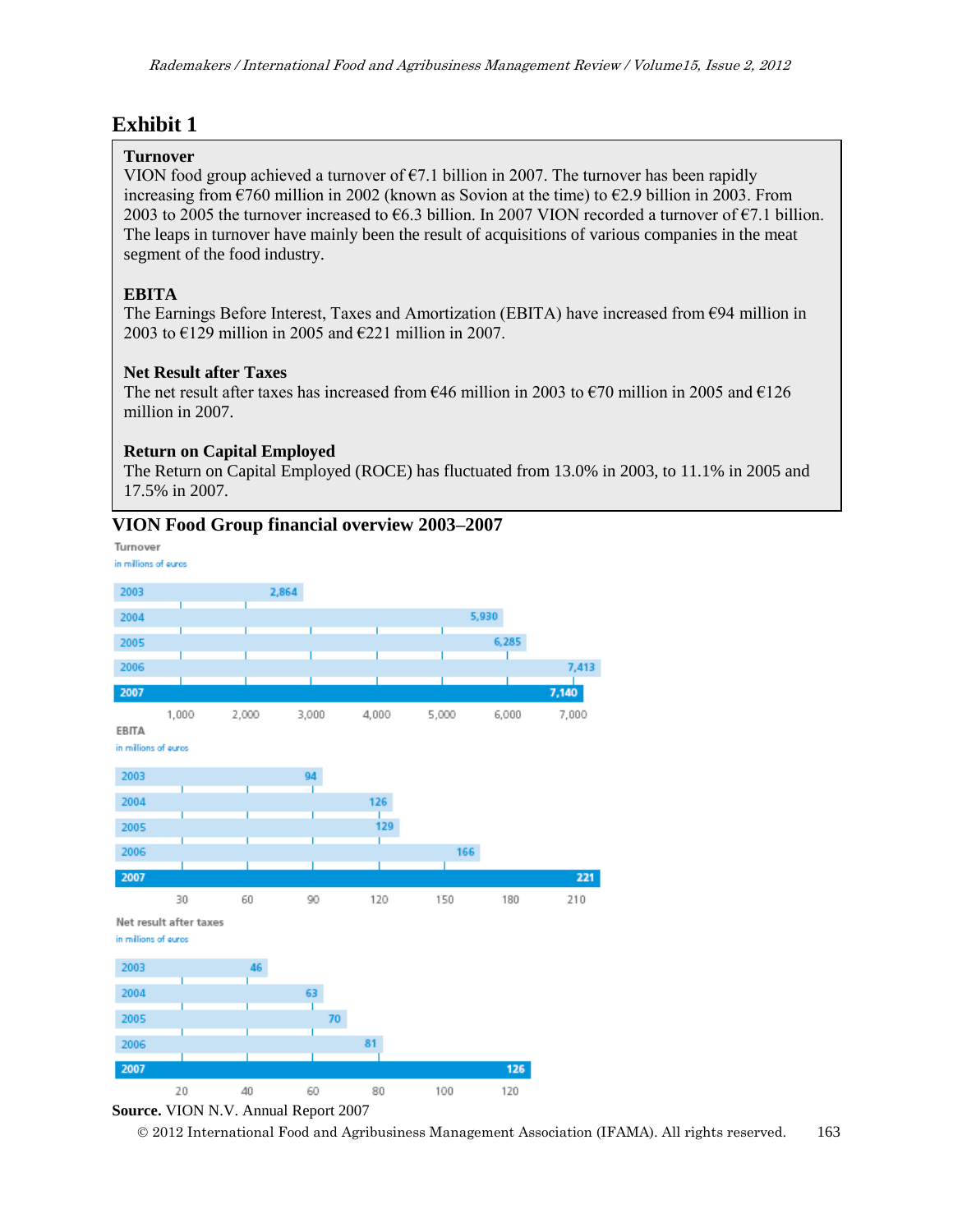## Exhibit 1

**Turnover**
VION food group achieved a turnover of €7.1 billion in 2007. The turnover has been rapidly increasing from €760 million in 2002 (known as Sovion at the time) to €2.9 billion in 2003. From 2003 to 2005 the turnover increased to €6.3 billion. In 2007 VION recorded a turnover of €7.1 billion. The leaps in turnover have mainly been the result of acquisitions of various companies in the meat segment of the food industry.

**EBITA**
The Earnings Before Interest, Taxes and Amortization (EBITA) have increased from €94 million in 2003 to €129 million in 2005 and €221 million in 2007.

**Net Result after Taxes**
The net result after taxes has increased from €46 million in 2003 to €70 million in 2005 and €126 million in 2007.

**Return on Capital Employed**
The Return on Capital Employed (ROCE) has fluctuated from 13.0% in 2003, to 11.1% in 2005 and 17.5% in 2007.

**VION Food Group financial overview 2003–2007**

Turnover (in millions of euros)

| Year | Turnover |
|---|---|
| 2003 | 2,864 |
| 2004 | 5,930 |
| 2005 | 6,285 |
| 2006 | 7,413 |
| 2007 | 7,140 |

EBITA (in millions of euros)

| Year | EBITA |
|---|---|
| 2003 | 94 |
| 2004 | 126 |
| 2005 | 129 |
| 2006 | 166 |
| 2007 | 221 |

Net result after taxes (in millions of euros)

| Year | Net result after taxes |
|---|---|
| 2003 | 46 |
| 2004 | 63 |
| 2005 | 70 |
| 2006 | 81 |
| 2007 | 126 |

**Source.** VION N.V. Annual Report 2007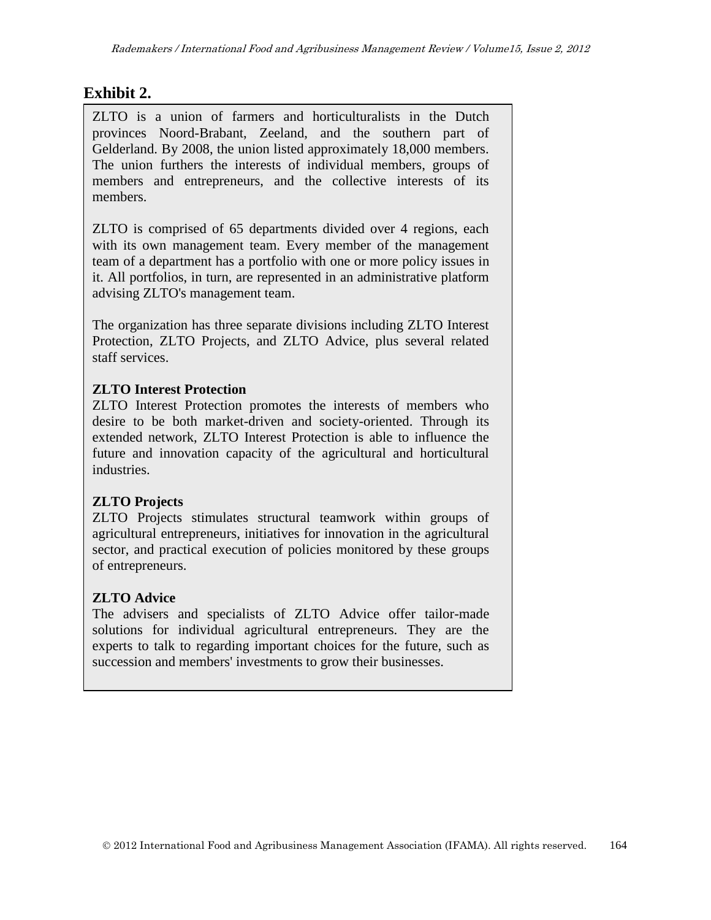## Exhibit 2.

ZLTO is a union of farmers and horticulturalists in the Dutch provinces Noord-Brabant, Zeeland, and the southern part of Gelderland. By 2008, the union listed approximately 18,000 members. The union furthers the interests of individual members, groups of members and entrepreneurs, and the collective interests of its members.

ZLTO is comprised of 65 departments divided over 4 regions, each with its own management team. Every member of the management team of a department has a portfolio with one or more policy issues in it. All portfolios, in turn, are represented in an administrative platform advising ZLTO's management team.

The organization has three separate divisions including ZLTO Interest Protection, ZLTO Projects, and ZLTO Advice, plus several related staff services.

**ZLTO Interest Protection**
ZLTO Interest Protection promotes the interests of members who desire to be both market-driven and society-oriented. Through its extended network, ZLTO Interest Protection is able to influence the future and innovation capacity of the agricultural and horticultural industries.

**ZLTO Projects**
ZLTO Projects stimulates structural teamwork within groups of agricultural entrepreneurs, initiatives for innovation in the agricultural sector, and practical execution of policies monitored by these groups of entrepreneurs.

**ZLTO Advice**
The advisers and specialists of ZLTO Advice offer tailor-made solutions for individual agricultural entrepreneurs. They are the experts to talk to regarding important choices for the future, such as succession and members' investments to grow their businesses.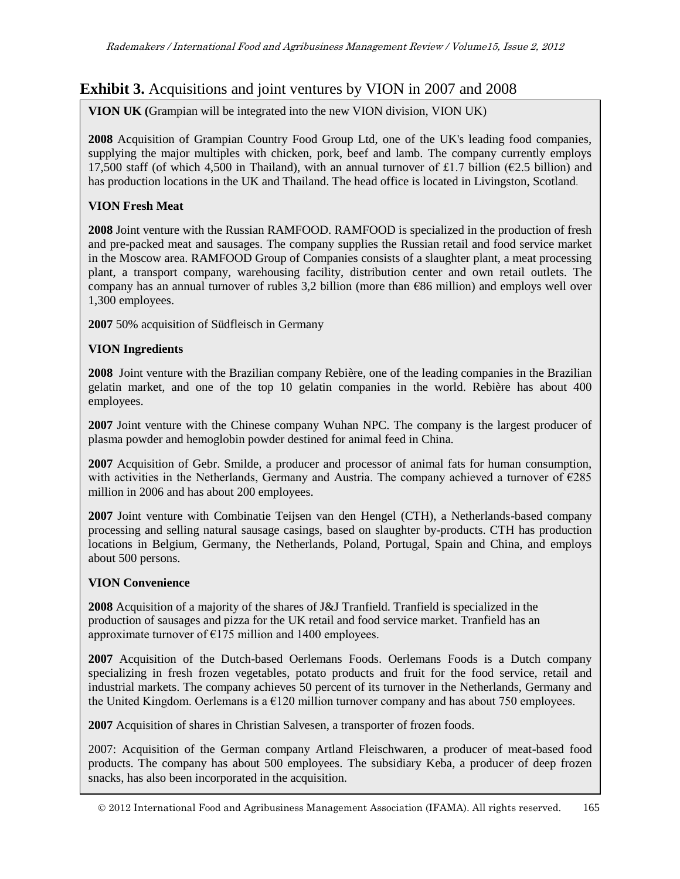## Exhibit 3. Acquisitions and joint ventures by VION in 2007 and 2008

**VION UK (**Grampian will be integrated into the new VION division, VION UK)

**2008** Acquisition of Grampian Country Food Group Ltd, one of the UK's leading food companies, supplying the major multiples with chicken, pork, beef and lamb. The company currently employs 17,500 staff (of which 4,500 in Thailand), with an annual turnover of £1.7 billion (€2.5 billion) and has production locations in the UK and Thailand. The head office is located in Livingston, Scotland.

**VION Fresh Meat**

**2008** Joint venture with the Russian RAMFOOD. RAMFOOD is specialized in the production of fresh and pre-packed meat and sausages. The company supplies the Russian retail and food service market in the Moscow area. RAMFOOD Group of Companies consists of a slaughter plant, a meat processing plant, a transport company, warehousing facility, distribution center and own retail outlets. The company has an annual turnover of rubles 3,2 billion (more than €86 million) and employs well over 1,300 employees.

**2007** 50% acquisition of Südfleisch in Germany

**VION Ingredients**

**2008** Joint venture with the Brazilian company Rebière, one of the leading companies in the Brazilian gelatin market, and one of the top 10 gelatin companies in the world. Rebière has about 400 employees.

**2007** Joint venture with the Chinese company Wuhan NPC. The company is the largest producer of plasma powder and hemoglobin powder destined for animal feed in China.

**2007** Acquisition of Gebr. Smilde, a producer and processor of animal fats for human consumption, with activities in the Netherlands, Germany and Austria. The company achieved a turnover of €285 million in 2006 and has about 200 employees.

**2007** Joint venture with Combinatie Teijsen van den Hengel (CTH), a Netherlands-based company processing and selling natural sausage casings, based on slaughter by-products. CTH has production locations in Belgium, Germany, the Netherlands, Poland, Portugal, Spain and China, and employs about 500 persons.

**VION Convenience**

**2008** Acquisition of a majority of the shares of J&J Tranfield. Tranfield is specialized in the production of sausages and pizza for the UK retail and food service market. Tranfield has an approximate turnover of €175 million and 1400 employees.

**2007** Acquisition of the Dutch-based Oerlemans Foods. Oerlemans Foods is a Dutch company specializing in fresh frozen vegetables, potato products and fruit for the food service, retail and industrial markets. The company achieves 50 percent of its turnover in the Netherlands, Germany and the United Kingdom. Oerlemans is a €120 million turnover company and has about 750 employees.

**2007** Acquisition of shares in Christian Salvesen, a transporter of frozen foods.

2007: Acquisition of the German company Artland Fleischwaren, a producer of meat-based food products. The company has about 500 employees. The subsidiary Keba, a producer of deep frozen snacks, has also been incorporated in the acquisition.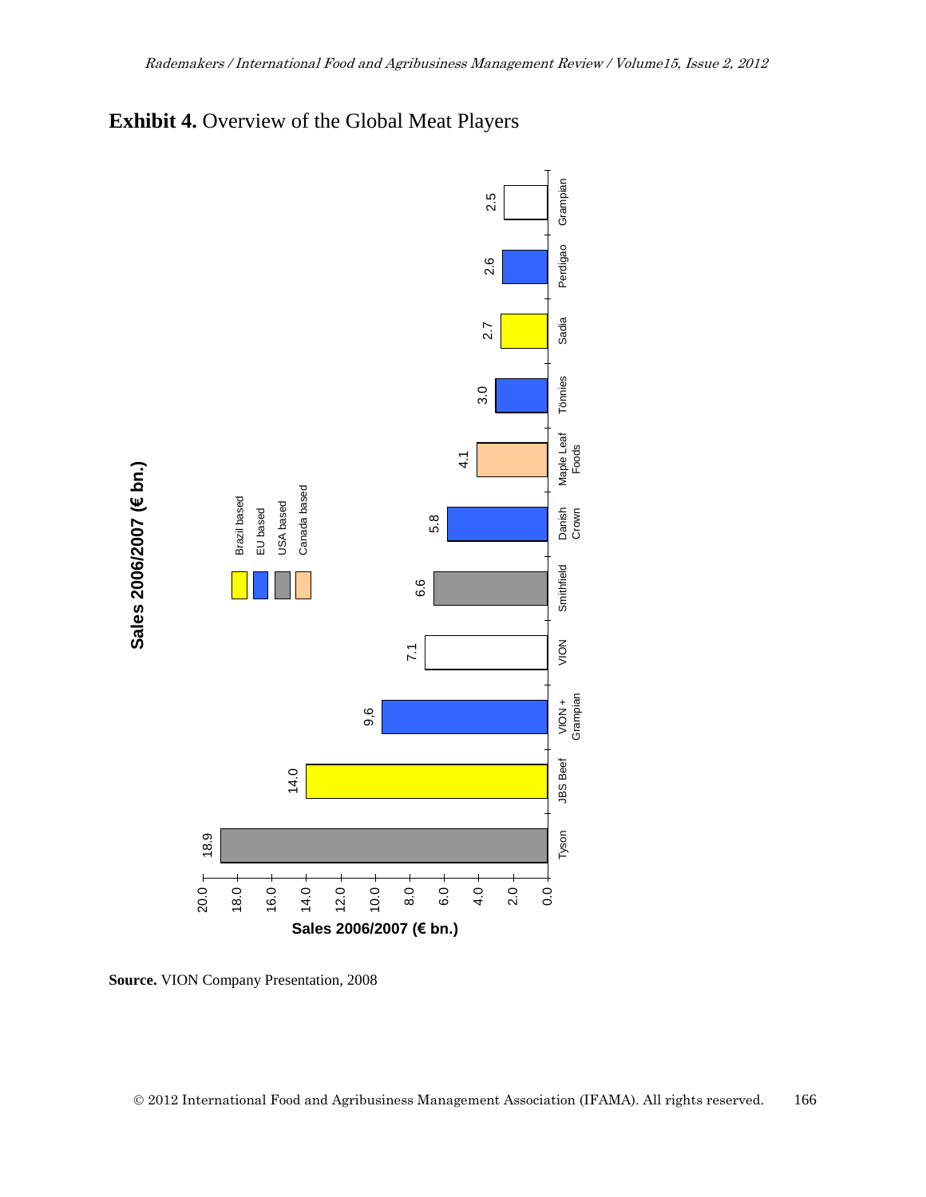**Exhibit 4.** Overview of the Global Meat Players

**Sales 2006/2007 (€ bn.)**

| Company | Sales 2006/2007 (€ bn.) |
|---|---|
| Tyson | 18.9 |
| JBS Beef | 14.0 |
| VION + Grampian | 9,6 |
| VION | 7.1 |
| Smithfield | 6.6 |
| Danish Crown | 5.8 |
| Maple Leaf Foods | 4.1 |
| Tönnies | 3.0 |
| Sadia | 2.7 |
| Perdigao | 2.6 |
| Grampian | 2.5 |

Legend: Brazil based; EU based; USA based; Canada based

**Source.** VION Company Presentation, 2008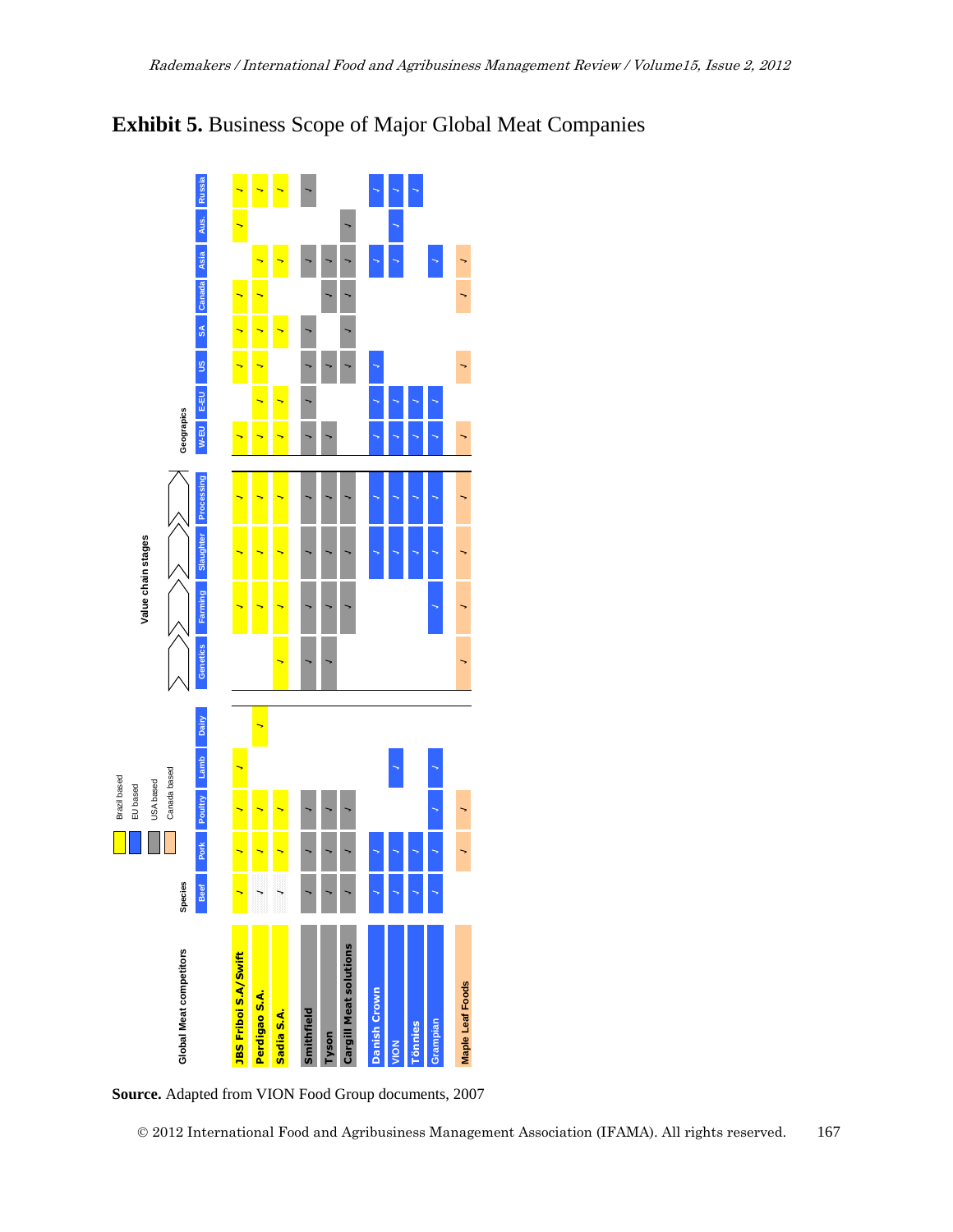## **Exhibit 5.** Business Scope of Major Global Meat Companies

| Global Meat competitors | Based | Species: Beef | Species: Pork | Species: Poultry | Species: Lamb | Species: Dairy | Value chain stages: Genetics | Value chain stages: Farming | Value chain stages: Slaughter | Value chain stages: Processing | Geographics: W-EU | Geographics: E-EU | Geographics: US | Geographics: SA | Geographics: Canada | Geographics: Asia | Geographics: Aus. | Geographics: Russia |
|---|---|---|---|---|---|---|---|---|---|---|---|---|---|---|---|---|---|---|
| JBS Friboi S.A/Swift | Brazil based | ✓ | ✓ | ✓ | ✓ | | | ✓ | ✓ | ✓ | ✓ | | ✓ | ✓ | ✓ | | ✓ | ✓ |
| Perdigao S.A. | Brazil based | ✓ | ✓ | ✓ | | ✓ | | ✓ | ✓ | ✓ | ✓ | ✓ | ✓ | ✓ | ✓ | ✓ | | ✓ |
| Sadia S.A. | Brazil based | ✓ | ✓ | ✓ | | | ✓ | ✓ | ✓ | ✓ | ✓ | ✓ | | ✓ | | ✓ | | ✓ |
| Smithfield | USA based | ✓ | ✓ | ✓ | | | ✓ | ✓ | ✓ | ✓ | ✓ | ✓ | ✓ | ✓ | | ✓ | | ✓ |
| Tyson | USA based | ✓ | ✓ | ✓ | | | ✓ | ✓ | ✓ | ✓ | ✓ | | ✓ | | ✓ | ✓ | | |
| Cargill Meat solutions | USA based | ✓ | ✓ | ✓ | | | | ✓ | ✓ | ✓ | | | ✓ | ✓ | ✓ | ✓ | ✓ | |
| Danish Crown | EU based | ✓ | ✓ | | | | | | ✓ | ✓ | ✓ | ✓ | ✓ | | | ✓ | | ✓ |
| VION | EU based | ✓ | ✓ | | ✓ | | | | ✓ | ✓ | ✓ | ✓ | | | | ✓ | ✓ | ✓ |
| Tönnies | EU based | ✓ | ✓ | | | | | | ✓ | ✓ | ✓ | ✓ | | | | | | ✓ |
| Grampian | EU based | ✓ | ✓ | ✓ | ✓ | | | ✓ | ✓ | ✓ | ✓ | ✓ | | | | ✓ | | |
| Maple Leaf Foods | Canada based | | ✓ | ✓ | | | ✓ | ✓ | ✓ | ✓ | ✓ | | ✓ | | ✓ | ✓ | | |

**Source.** Adapted from VION Food Group documents, 2007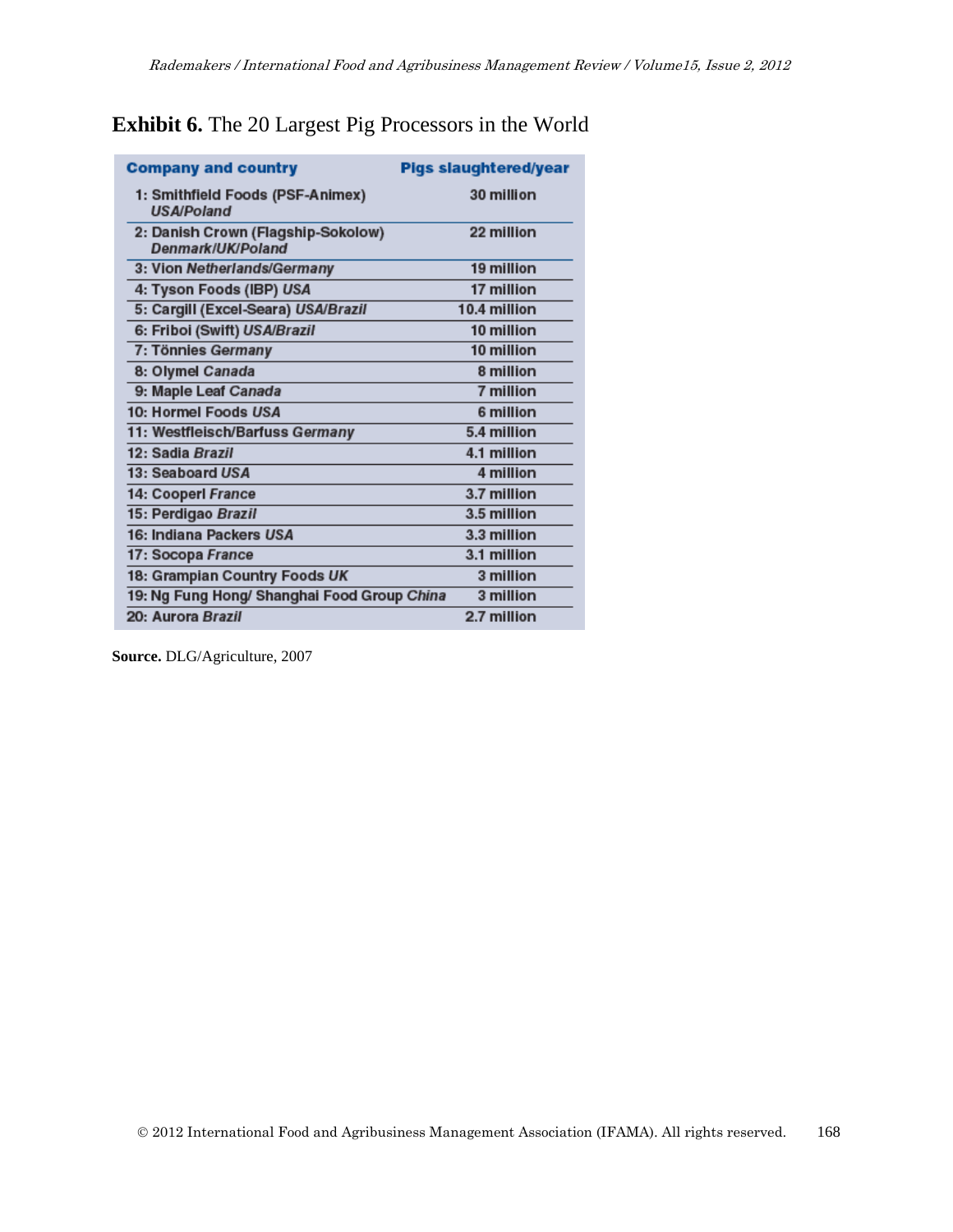**Exhibit 6.** The 20 Largest Pig Processors in the World

| Company and country | Pigs slaughtered/year |
|---|---|
| 1: Smithfield Foods (PSF-Animex) *USA/Poland* | 30 million |
| 2: Danish Crown (Flagship-Sokolow) *Denmark/UK/Poland* | 22 million |
| 3: Vion *Netherlands/Germany* | 19 million |
| 4: Tyson Foods (IBP) *USA* | 17 million |
| 5: Cargill (Excel-Seara) *USA/Brazil* | 10.4 million |
| 6: Friboi (Swift) *USA/Brazil* | 10 million |
| 7: Tönnies *Germany* | 10 million |
| 8: Olymel *Canada* | 8 million |
| 9: Maple Leaf *Canada* | 7 million |
| 10: Hormel Foods *USA* | 6 million |
| 11: Westfleisch/Barfuss *Germany* | 5.4 million |
| 12: Sadia *Brazil* | 4.1 million |
| 13: Seaboard *USA* | 4 million |
| 14: Cooperl *France* | 3.7 million |
| 15: Perdigao *Brazil* | 3.5 million |
| 16: Indiana Packers *USA* | 3.3 million |
| 17: Socopa *France* | 3.1 million |
| 18: Grampian Country Foods *UK* | 3 million |
| 19: Ng Fung Hong/ Shanghai Food Group *China* | 3 million |
| 20: Aurora *Brazil* | 2.7 million |

**Source.** DLG/Agriculture, 2007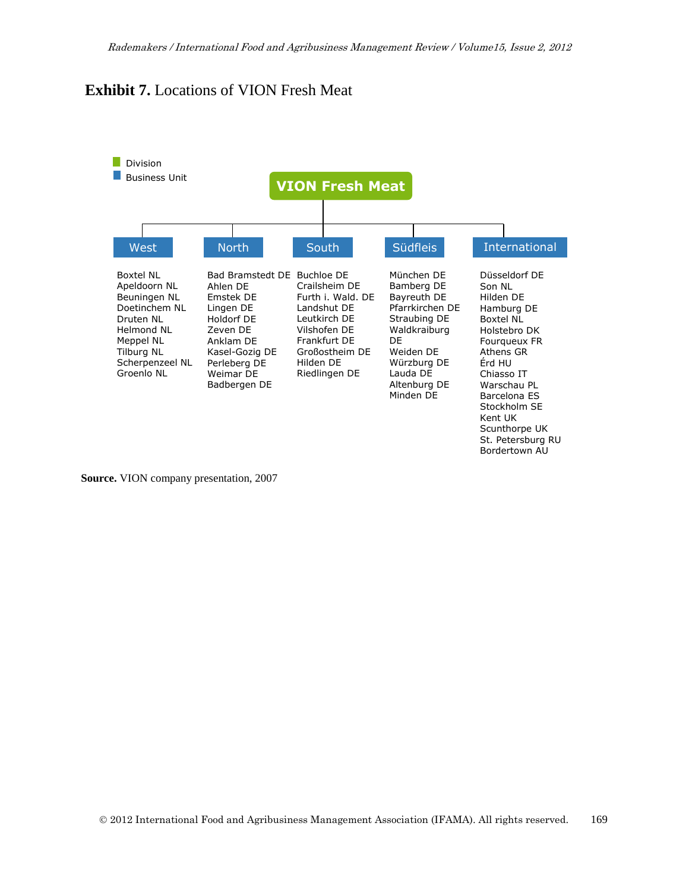**Exhibit 7.** Locations of VION Fresh Meat

Division
Business Unit

VION Fresh Meat

West
Boxtel NL
Apeldoorn NL
Beuningen NL
Doetinchem NL
Druten NL
Helmond NL
Meppel NL
Tilburg NL
Scherpenzeel NL
Groenlo NL

North
Bad Bramstedt DE
Ahlen DE
Emstek DE
Lingen DE
Holdorf DE
Zeven DE
Anklam DE
Kasel-Gozig DE
Perleberg DE
Weimar DE
Badbergen DE

South
Buchloe DE
Crailsheim DE
Furth i. Wald. DE
Landshut DE
Leutkirch DE
Vilshofen DE
Frankfurt DE
Großostheim DE
Hilden DE
Riedlingen DE

Südfleis
München DE
Bamberg DE
Bayreuth DE
Pfarrkirchen DE
Straubing DE
Waldkraiburg DE
Weiden DE
Würzburg DE
Lauda DE
Altenburg DE
Minden DE

International
Düsseldorf DE
Son NL
Hilden DE
Hamburg DE
Boxtel NL
Holstebro DK
Fourqueux FR
Athens GR
Érd HU
Chiasso IT
Warschau PL
Barcelona ES
Stockholm SE
Kent UK
Scunthorpe UK
St. Petersburg RU
Bordertown AU

**Source.** VION company presentation, 2007